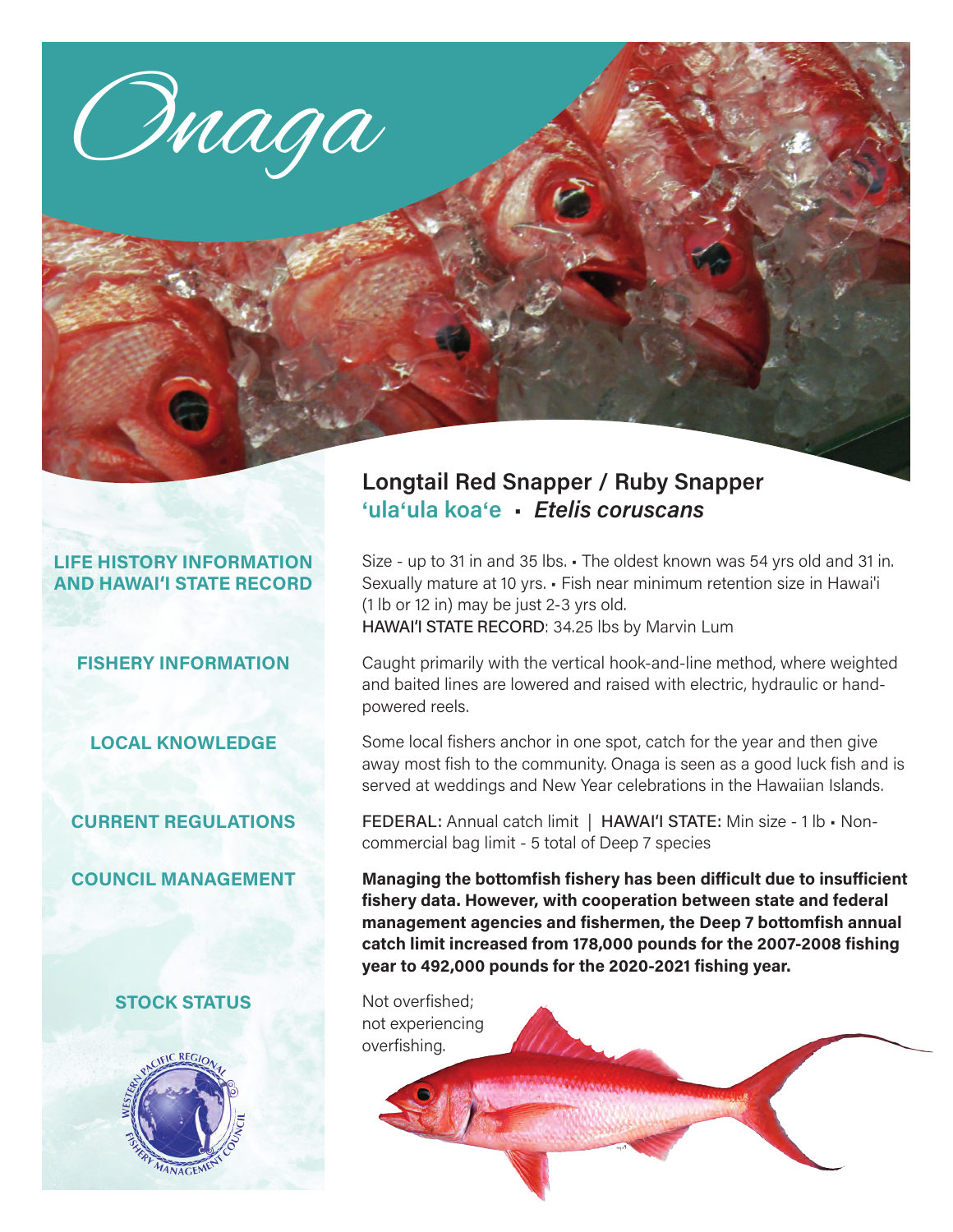# Onaga

## Longtail Red Snapper / Ruby Snapper

**'ula'ula koa'e** ▪ ***Etelis coruscans***

**LIFE HISTORY INFORMATION AND HAWAI'I STATE RECORD**

Size - up to 31 in and 35 lbs. ▪ The oldest known was 54 yrs old and 31 in. Sexually mature at 10 yrs. ▪ Fish near minimum retention size in Hawai'i (1 lb or 12 in) may be just 2-3 yrs old.
HAWAI'I STATE RECORD: 34.25 lbs by Marvin Lum

**FISHERY INFORMATION**

Caught primarily with the vertical hook-and-line method, where weighted and baited lines are lowered and raised with electric, hydraulic or hand-powered reels.

**LOCAL KNOWLEDGE**

Some local fishers anchor in one spot, catch for the year and then give away most fish to the community. Onaga is seen as a good luck fish and is served at weddings and New Year celebrations in the Hawaiian Islands.

**CURRENT REGULATIONS**

FEDERAL: Annual catch limit | HAWAI'I STATE: Min size - 1 lb ▪ Non-commercial bag limit - 5 total of Deep 7 species

**COUNCIL MANAGEMENT**

**Managing the bottomfish fishery has been difficult due to insufficient fishery data. However, with cooperation between state and federal management agencies and fishermen, the Deep 7 bottomfish annual catch limit increased from 178,000 pounds for the 2007-2008 fishing year to 492,000 pounds for the 2020-2021 fishing year.**

**STOCK STATUS**

Not overfished; not experiencing overfishing.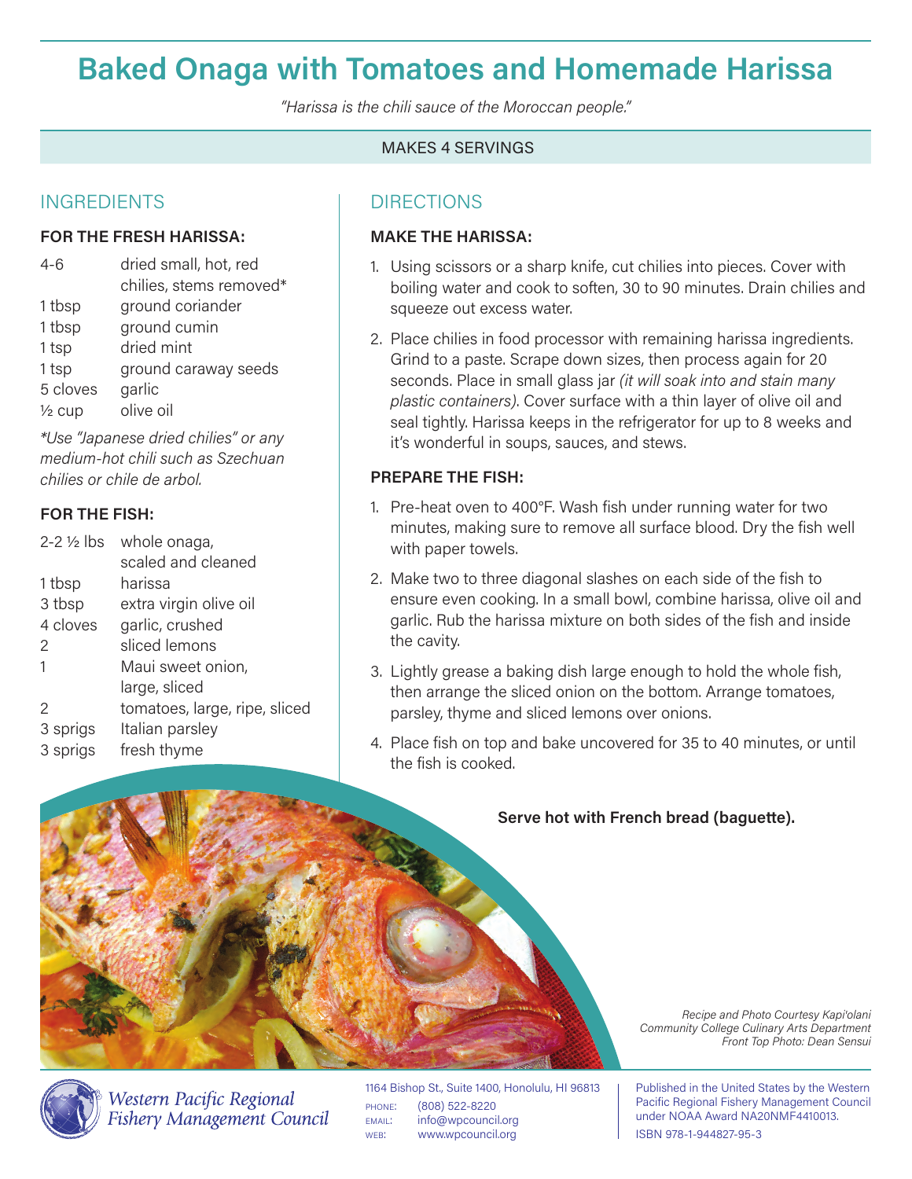# Baked Onaga with Tomatoes and Homemade Harissa

*"Harissa is the chili sauce of the Moroccan people."*

MAKES 4 SERVINGS

## INGREDIENTS

### FOR THE FRESH HARISSA:

| | |
|---|---|
| 4-6 | dried small, hot, red chilies, stems removed* |
| 1 tbsp | ground coriander |
| 1 tbsp | ground cumin |
| 1 tsp | dried mint |
| 1 tsp | ground caraway seeds |
| 5 cloves | garlic |
| ½ cup | olive oil |

*\*Use "Japanese dried chilies" or any medium-hot chili such as Szechuan chilies or chile de arbol.*

### FOR THE FISH:

| | |
|---|---|
| 2-2 ½ lbs | whole onaga, scaled and cleaned |
| 1 tbsp | harissa |
| 3 tbsp | extra virgin olive oil |
| 4 cloves | garlic, crushed |
| 2 | sliced lemons |
| 1 | Maui sweet onion, large, sliced |
| 2 | tomatoes, large, ripe, sliced |
| 3 sprigs | Italian parsley |
| 3 sprigs | fresh thyme |

## DIRECTIONS

### MAKE THE HARISSA:

1. Using scissors or a sharp knife, cut chilies into pieces. Cover with boiling water and cook to soften, 30 to 90 minutes. Drain chilies and squeeze out excess water.
2. Place chilies in food processor with remaining harissa ingredients. Grind to a paste. Scrape down sizes, then process again for 20 seconds. Place in small glass jar *(it will soak into and stain many plastic containers)*. Cover surface with a thin layer of olive oil and seal tightly. Harissa keeps in the refrigerator for up to 8 weeks and it's wonderful in soups, sauces, and stews.

### PREPARE THE FISH:

1. Pre-heat oven to 400°F. Wash fish under running water for two minutes, making sure to remove all surface blood. Dry the fish well with paper towels.
2. Make two to three diagonal slashes on each side of the fish to ensure even cooking. In a small bowl, combine harissa, olive oil and garlic. Rub the harissa mixture on both sides of the fish and inside the cavity.
3. Lightly grease a baking dish large enough to hold the whole fish, then arrange the sliced onion on the bottom. Arrange tomatoes, parsley, thyme and sliced lemons over onions.
4. Place fish on top and bake uncovered for 35 to 40 minutes, or until the fish is cooked.

**Serve hot with French bread (baguette).**

*Recipe and Photo Courtesy Kapi'olani Community College Culinary Arts Department*
*Front Top Photo: Dean Sensui*

Western Pacific Regional Fishery Management Council

1164 Bishop St., Suite 1400, Honolulu, HI 96813
PHONE: (808) 522-8220
EMAIL: info@wpcouncil.org
WEB: www.wpcouncil.org

Published in the United States by the Western Pacific Regional Fishery Management Council under NOAA Award NA20NMF4410013.
ISBN 978-1-944827-95-3